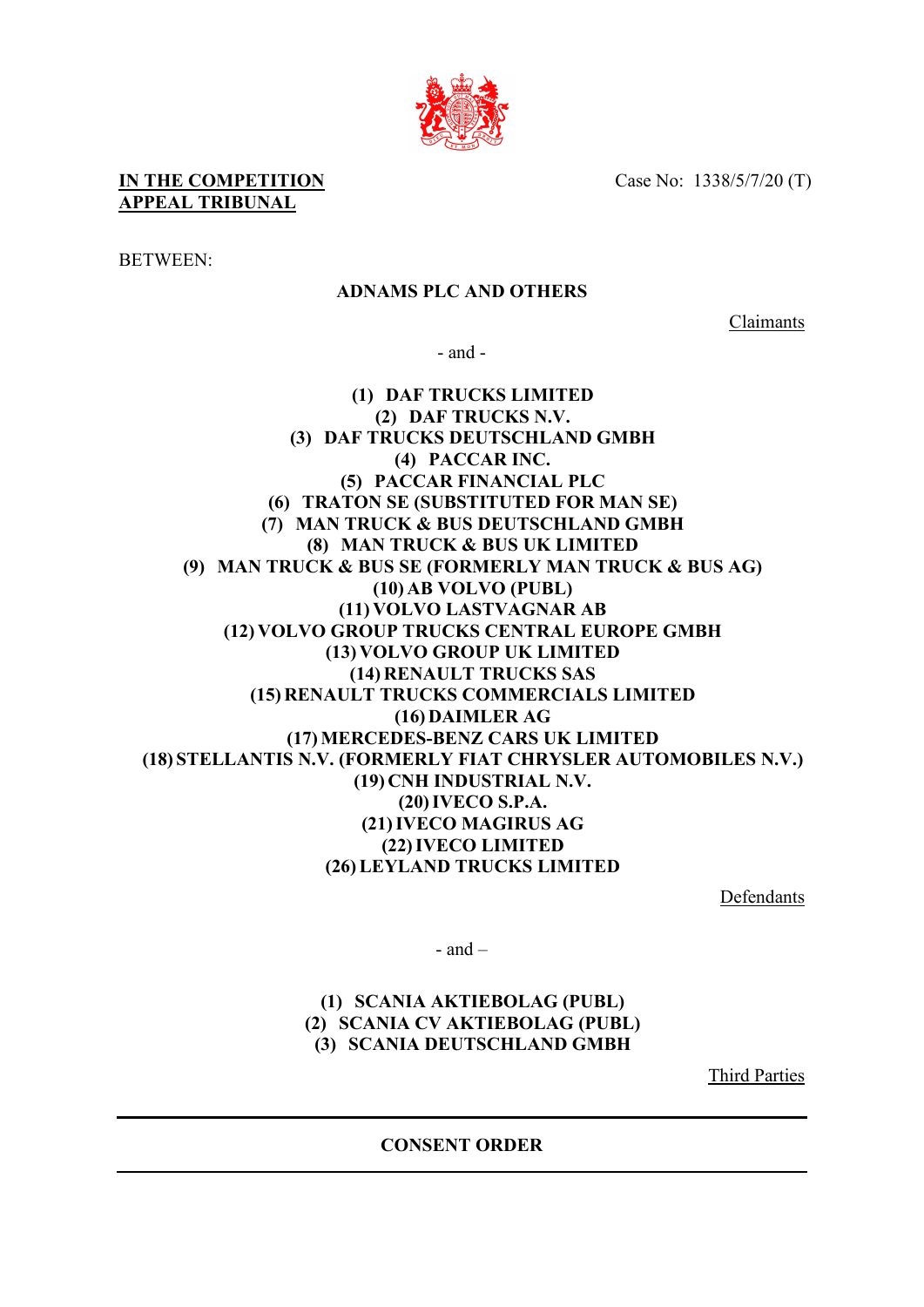**IN THE COMPETITION APPEAL TRIBUNAL**

Case No: 1338/5/7/20 (T)

BETWEEN:

**ADNAMS PLC AND OTHERS**

Claimants

\- and -

**(1) DAF TRUCKS LIMITED**
**(2) DAF TRUCKS N.V.**
**(3) DAF TRUCKS DEUTSCHLAND GMBH**
**(4) PACCAR INC.**
**(5) PACCAR FINANCIAL PLC**
**(6) TRATON SE (SUBSTITUTED FOR MAN SE)**
**(7) MAN TRUCK & BUS DEUTSCHLAND GMBH**
**(8) MAN TRUCK & BUS UK LIMITED**
**(9) MAN TRUCK & BUS SE (FORMERLY MAN TRUCK & BUS AG)**
**(10) AB VOLVO (PUBL)**
**(11) VOLVO LASTVAGNAR AB**
**(12) VOLVO GROUP TRUCKS CENTRAL EUROPE GMBH**
**(13) VOLVO GROUP UK LIMITED**
**(14) RENAULT TRUCKS SAS**
**(15) RENAULT TRUCKS COMMERCIALS LIMITED**
**(16) DAIMLER AG**
**(17) MERCEDES-BENZ CARS UK LIMITED**
**(18) STELLANTIS N.V. (FORMERLY FIAT CHRYSLER AUTOMOBILES N.V.)**
**(19) CNH INDUSTRIAL N.V.**
**(20) IVECO S.P.A.**
**(21) IVECO MAGIRUS AG**
**(22) IVECO LIMITED**
**(26) LEYLAND TRUCKS LIMITED**

Defendants

\- and –

**(1) SCANIA AKTIEBOLAG (PUBL)**
**(2) SCANIA CV AKTIEBOLAG (PUBL)**
**(3) SCANIA DEUTSCHLAND GMBH**

Third Parties

---

**CONSENT ORDER**

---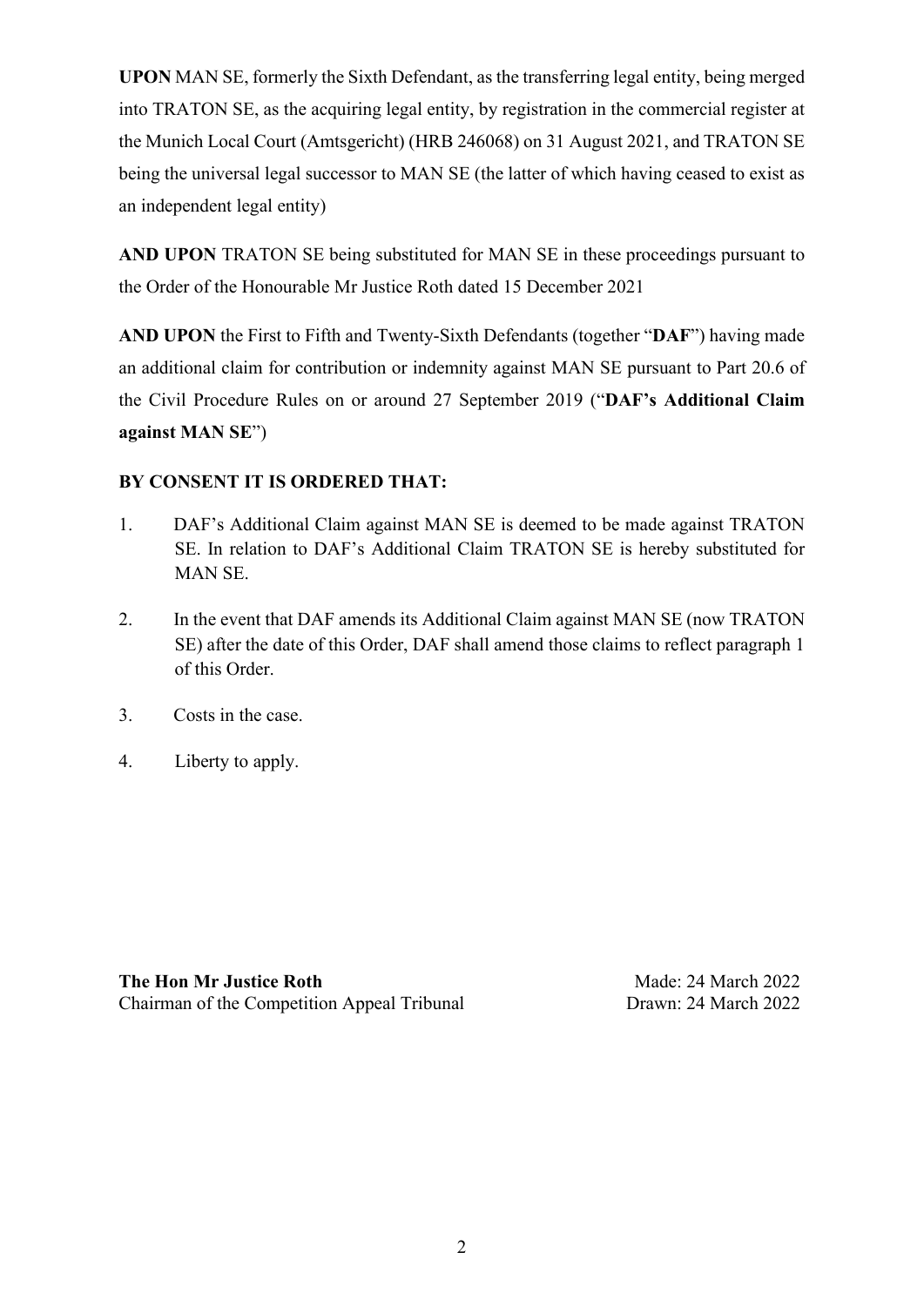**UPON** MAN SE, formerly the Sixth Defendant, as the transferring legal entity, being merged into TRATON SE, as the acquiring legal entity, by registration in the commercial register at the Munich Local Court (Amtsgericht) (HRB 246068) on 31 August 2021, and TRATON SE being the universal legal successor to MAN SE (the latter of which having ceased to exist as an independent legal entity)

**AND UPON** TRATON SE being substituted for MAN SE in these proceedings pursuant to the Order of the Honourable Mr Justice Roth dated 15 December 2021

**AND UPON** the First to Fifth and Twenty-Sixth Defendants (together "**DAF**") having made an additional claim for contribution or indemnity against MAN SE pursuant to Part 20.6 of the Civil Procedure Rules on or around 27 September 2019 ("**DAF's Additional Claim against MAN SE**")

**BY CONSENT IT IS ORDERED THAT:**

1. DAF's Additional Claim against MAN SE is deemed to be made against TRATON SE. In relation to DAF's Additional Claim TRATON SE is hereby substituted for MAN SE.

2. In the event that DAF amends its Additional Claim against MAN SE (now TRATON SE) after the date of this Order, DAF shall amend those claims to reflect paragraph 1 of this Order.

3. Costs in the case.

4. Liberty to apply.

**The Hon Mr Justice Roth**
Chairman of the Competition Appeal Tribunal

Made: 24 March 2022
Drawn: 24 March 2022